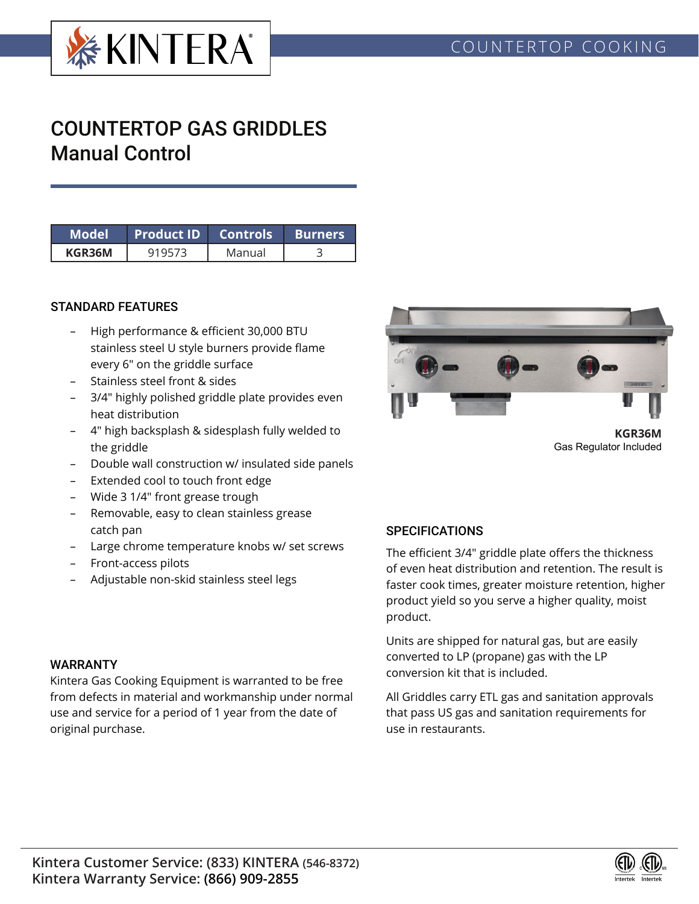COUNTERTOP COOKING

# COUNTERTOP GAS GRIDDLES
## Manual Control

| Model | Product ID | Controls | Burners |
|---|---|---|---|
| **KGR36M** | 919573 | Manual | 3 |

### STANDARD FEATURES

- High performance & efficient 30,000 BTU stainless steel U style burners provide flame every 6" on the griddle surface
- Stainless steel front & sides
- 3/4" highly polished griddle plate provides even heat distribution
- 4" high backsplash & sidesplash fully welded to the griddle
- Double wall construction w/ insulated side panels
- Extended cool to touch front edge
- Wide 3 1/4" front grease trough
- Removable, easy to clean stainless grease catch pan
- Large chrome temperature knobs w/ set screws
- Front-access pilots
- Adjustable non-skid stainless steel legs

**KGR36M**
Gas Regulator Included

### WARRANTY

Kintera Gas Cooking Equipment is warranted to be free from defects in material and workmanship under normal use and service for a period of 1 year from the date of original purchase.

### SPECIFICATIONS

The efficient 3/4" griddle plate offers the thickness of even heat distribution and retention. The result is faster cook times, greater moisture retention, higher product yield so you serve a higher quality, moist product.

Units are shipped for natural gas, but are easily converted to LP (propane) gas with the LP conversion kit that is included.

All Griddles carry ETL gas and sanitation approvals that pass US gas and sanitation requirements for use in restaurants.

**Kintera Customer Service: (833) KINTERA (546-8372)**
**Kintera Warranty Service: (866) 909-2855**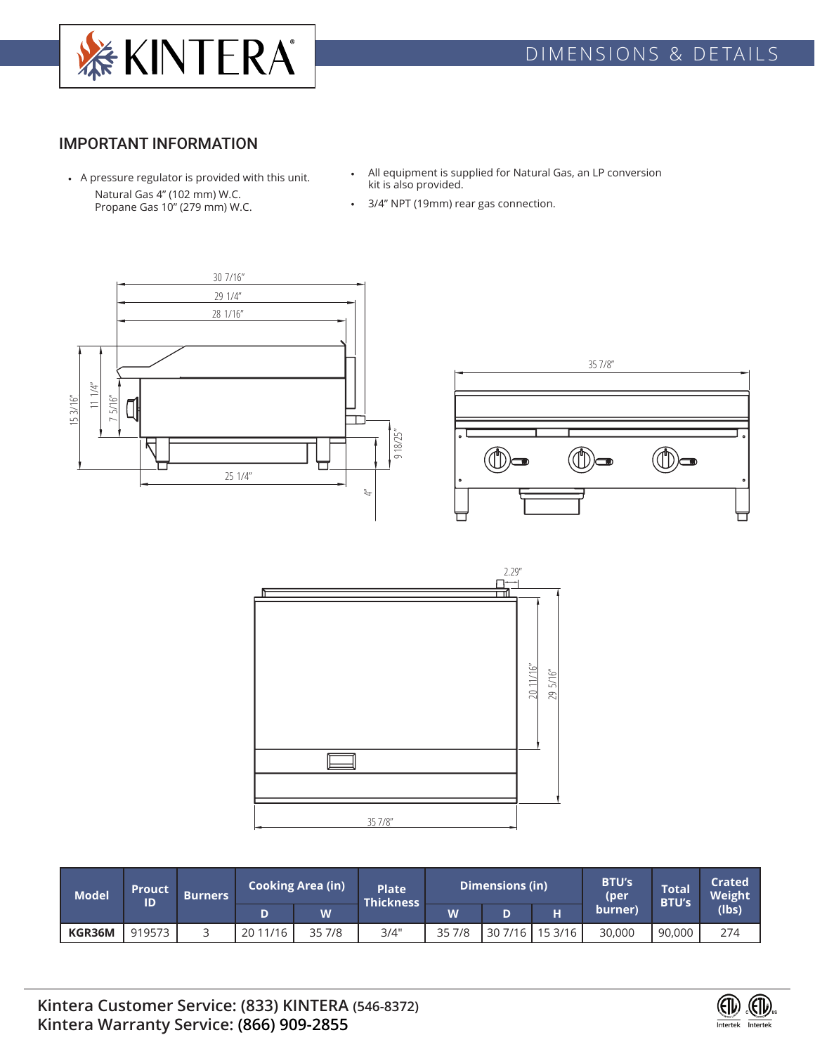# DIMENSIONS & DETAILS

## IMPORTANT INFORMATION

- A pressure regulator is provided with this unit.
  Natural Gas 4" (102 mm) W.C.
  Propane Gas 10" (279 mm) W.C.
- All equipment is supplied for Natural Gas, an LP conversion kit is also provided.
- 3/4" NPT (19mm) rear gas connection.

30 7/16"
29 1/4"
28 1/16"
15 3/16"
11 1/4"
7 5/16"
9 18/25"
25 1/4"
4"
35 7/8"
2.29"
20 11/16"
29 5/16"
35 7/8"

| Model | Prouct ID | Burners | Cooking Area (in) | | Plate Thickness | Dimensions (in) | | | BTU's (per burner) | Total BTU's | Crated Weight (lbs) |
|---|---|---|---|---|---|---|---|---|---|---|---|
| | | | D | W | | W | D | H | | | |
| KGR36M | 919573 | 3 | 20 11/16 | 35 7/8 | 3/4" | 35 7/8 | 30 7/16 | 15 3/16 | 30,000 | 90,000 | 274 |

**Kintera Customer Service: (833) KINTERA (546-8372)**
**Kintera Warranty Service: (866) 909-2855**